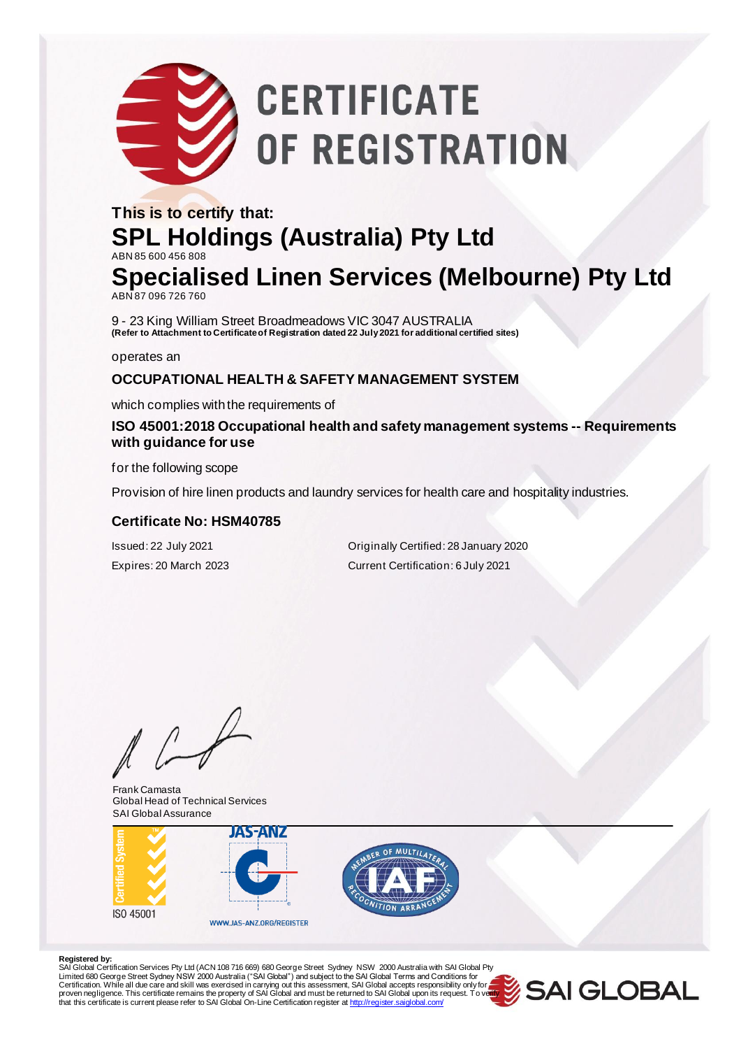# CERTIFICATE OF REGISTRATION

**This is to certify that:**

## SPL Holdings (Australia) Pty Ltd

ABN 85 600 456 808

## Specialised Linen Services (Melbourne) Pty Ltd

ABN 87 096 726 760

9 - 23 King William Street Broadmeadows VIC 3047 AUSTRALIA
**(Refer to Attachment to Certificate of Registration dated 22 July 2021 for additional certified sites)**

operates an

**OCCUPATIONAL HEALTH & SAFETY MANAGEMENT SYSTEM**

which complies with the requirements of

**ISO 45001:2018 Occupational health and safety management systems -- Requirements with guidance for use**

for the following scope

Provision of hire linen products and laundry services for health care and hospitality industries.

**Certificate No: HSM40785**

Issued: 22 July 2021
Expires: 20 March 2023

Originally Certified: 28 January 2020
Current Certification: 6 July 2021

Frank Camasta
Global Head of Technical Services
SAI Global Assurance

Certified System
ISO 45001

JAS-ANZ
WWW.JAS-ANZ.ORG/REGISTER

MEMBER OF MULTILATERAL RECOGNITION ARRANGEMENT IAF

**Registered by:**
SAI Global Certification Services Pty Ltd (ACN 108 716 669) 680 George Street Sydney NSW 2000 Australia with SAI Global Pty Limited 680 George Street Sydney NSW 2000 Australia ("SAI Global") and subject to the SAI Global Terms and Conditions for Certification. While all due care and skill was exercised in carrying out this assessment, SAI Global accepts responsibility only for proven negligence. This certificate remains the property of SAI Global and must be returned to SAI Global upon its request. To verify that this certificate is current please refer to SAI Global On-Line Certification register at http://register.saiglobal.com/

SAI GLOBAL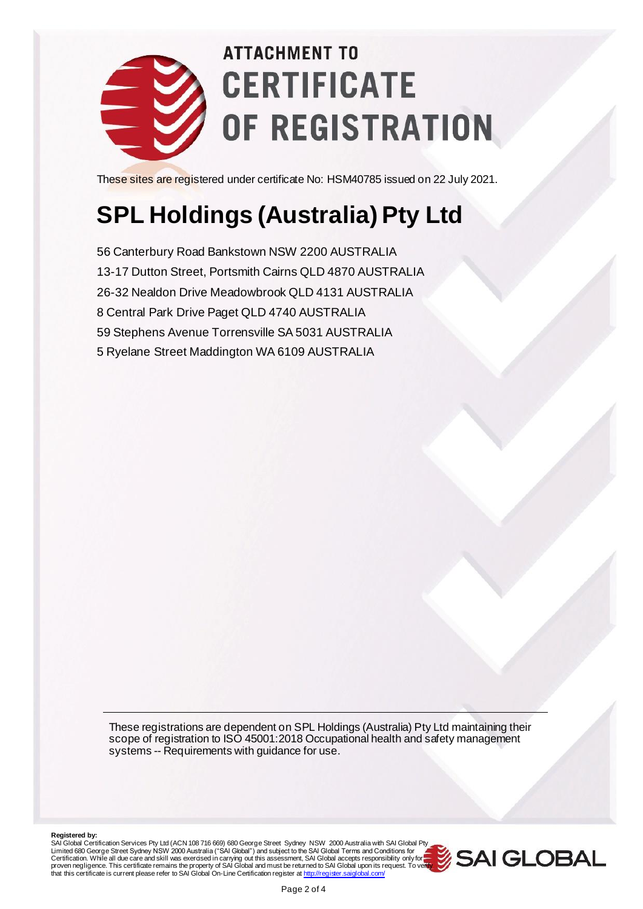# ATTACHMENT TO CERTIFICATE OF REGISTRATION

These sites are registered under certificate No: HSM40785 issued on 22 July 2021.

## SPL Holdings (Australia) Pty Ltd

56 Canterbury Road Bankstown NSW 2200 AUSTRALIA
13-17 Dutton Street, Portsmith Cairns QLD 4870 AUSTRALIA
26-32 Nealdon Drive Meadowbrook QLD 4131 AUSTRALIA
8 Central Park Drive Paget QLD 4740 AUSTRALIA
59 Stephens Avenue Torrensville SA 5031 AUSTRALIA
5 Ryelane Street Maddington WA 6109 AUSTRALIA

---

These registrations are dependent on SPL Holdings (Australia) Pty Ltd maintaining their scope of registration to ISO 45001:2018 Occupational health and safety management systems -- Requirements with guidance for use.

**Registered by:**
SAI Global Certification Services Pty Ltd (ACN 108 716 669) 680 George Street Sydney NSW 2000 Australia with SAI Global Pty Limited 680 George Street Sydney NSW 2000 Australia ("SAI Global") and subject to the SAI Global Terms and Conditions for Certification. While all due care and skill was exercised in carrying out this assessment, SAI Global accepts responsibility only for proven negligence. This certificate remains the property of SAI Global and must be returned to SAI Global upon its request. To verify that this certificate is current please refer to SAI Global On-Line Certification register at http://register.saiglobal.com/

SAI GLOBAL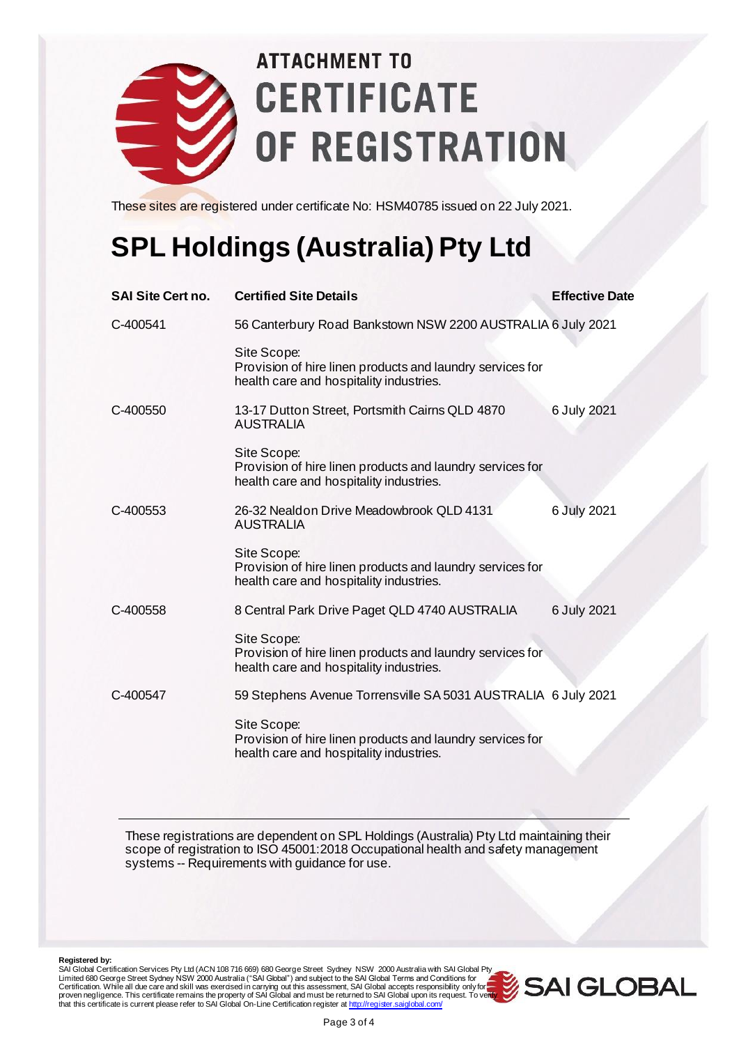# ATTACHMENT TO CERTIFICATE OF REGISTRATION

These sites are registered under certificate No: HSM40785 issued on 22 July 2021.

# SPL Holdings (Australia) Pty Ltd

| SAI Site Cert no. | Certified Site Details | Effective Date |
|---|---|---|
| C-400541 | 56 Canterbury Road Bankstown NSW 2200 AUSTRALIA<br><br>Site Scope:<br>Provision of hire linen products and laundry services for health care and hospitality industries. | 6 July 2021 |
| C-400550 | 13-17 Dutton Street, Portsmith Cairns QLD 4870 AUSTRALIA<br><br>Site Scope:<br>Provision of hire linen products and laundry services for health care and hospitality industries. | 6 July 2021 |
| C-400553 | 26-32 Nealdon Drive Meadowbrook QLD 4131 AUSTRALIA<br><br>Site Scope:<br>Provision of hire linen products and laundry services for health care and hospitality industries. | 6 July 2021 |
| C-400558 | 8 Central Park Drive Paget QLD 4740 AUSTRALIA<br><br>Site Scope:<br>Provision of hire linen products and laundry services for health care and hospitality industries. | 6 July 2021 |
| C-400547 | 59 Stephens Avenue Torrensville SA 5031 AUSTRALIA<br><br>Site Scope:<br>Provision of hire linen products and laundry services for health care and hospitality industries. | 6 July 2021 |

These registrations are dependent on SPL Holdings (Australia) Pty Ltd maintaining their scope of registration to ISO 45001:2018 Occupational health and safety management systems -- Requirements with guidance for use.

**Registered by:**
SAI Global Certification Services Pty Ltd (ACN 108 716 669) 680 George Street Sydney NSW 2000 Australia with SAI Global Pty Limited 680 George Street Sydney NSW 2000 Australia ("SAI Global") and subject to the SAI Global Terms and Conditions for Certification. While all due care and skill was exercised in carrying out this assessment, SAI Global accepts responsibility only for proven negligence. This certificate remains the property of SAI Global and must be returned to SAI Global upon its request. To verify that this certificate is current please refer to SAI Global On-Line Certification register at http://register.saiglobal.com/

SAI GLOBAL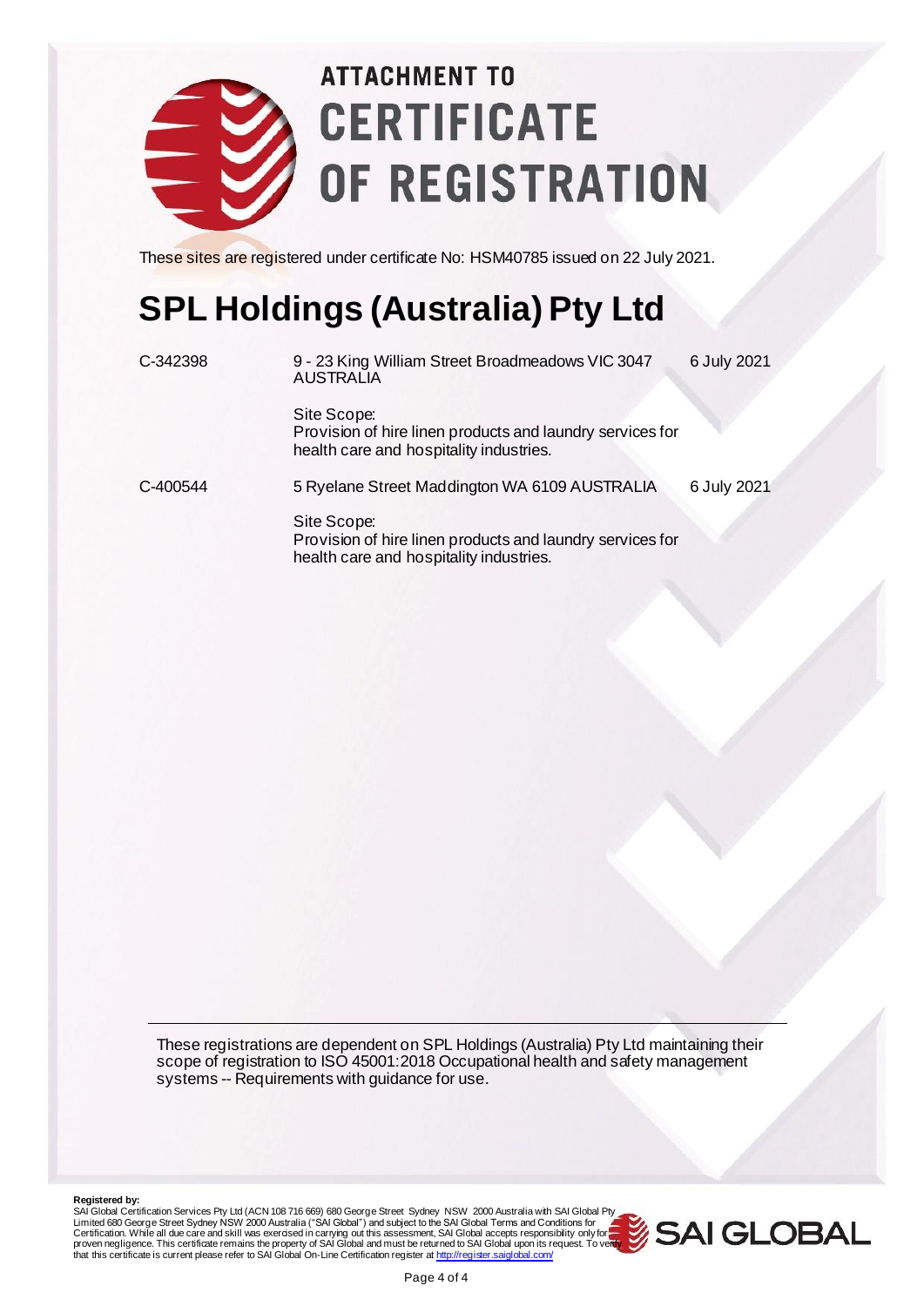# ATTACHMENT TO CERTIFICATE OF REGISTRATION

These sites are registered under certificate No: HSM40785 issued on 22 July 2021.

## SPL Holdings (Australia) Pty Ltd

| | | |
|---|---|---|
| C-342398 | 9 - 23 King William Street Broadmeadows VIC 3047 AUSTRALIA<br><br>Site Scope:<br>Provision of hire linen products and laundry services for health care and hospitality industries. | 6 July 2021 |
| C-400544 | 5 Ryelane Street Maddington WA 6109 AUSTRALIA<br><br>Site Scope:<br>Provision of hire linen products and laundry services for health care and hospitality industries. | 6 July 2021 |

These registrations are dependent on SPL Holdings (Australia) Pty Ltd maintaining their scope of registration to ISO 45001:2018 Occupational health and safety management systems -- Requirements with guidance for use.

**Registered by:**
SAI Global Certification Services Pty Ltd (ACN 108 716 669) 680 George Street Sydney NSW 2000 Australia with SAI Global Pty Limited 680 George Street Sydney NSW 2000 Australia ("SAI Global") and subject to the SAI Global Terms and Conditions for Certification. While all due care and skill was exercised in carrying out this assessment, SAI Global accepts responsibility only for proven negligence. This certificate remains the property of SAI Global and must be returned to SAI Global upon its request. To verify that this certificate is current please refer to SAI Global On-Line Certification register at http://register.saiglobal.com/

SAI GLOBAL